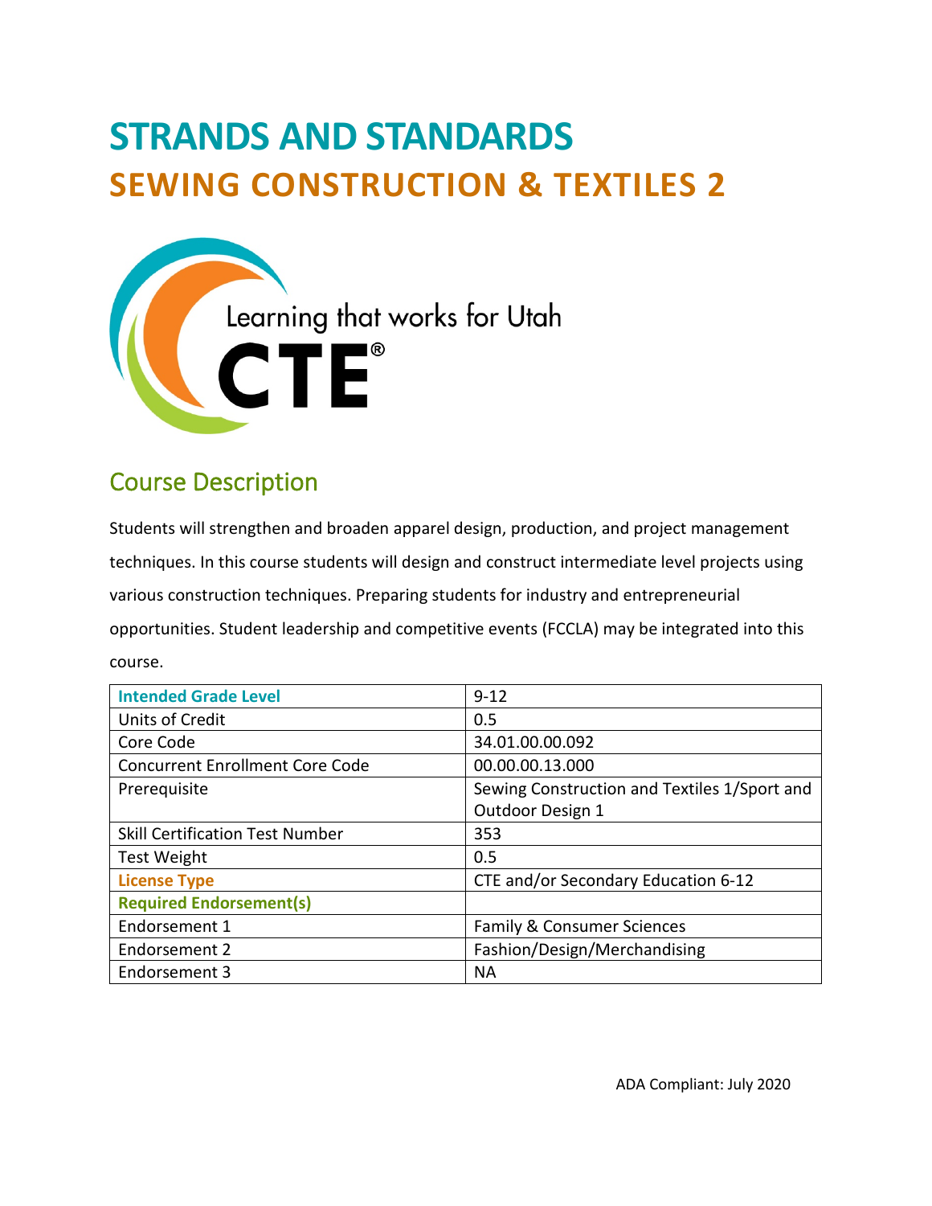# STRANDS AND STANDARDS

# SEWING CONSTRUCTION & TEXTILES 2

Learning that works for Utah

CTE®

## Course Description

Students will strengthen and broaden apparel design, production, and project management techniques. In this course students will design and construct intermediate level projects using various construction techniques. Preparing students for industry and entrepreneurial opportunities. Student leadership and competitive events (FCCLA) may be integrated into this course.

| **Intended Grade Level** | 9-12 |
|---|---|
| Units of Credit | 0.5 |
| Core Code | 34.01.00.00.092 |
| Concurrent Enrollment Core Code | 00.00.00.13.000 |
| Prerequisite | Sewing Construction and Textiles 1/Sport and Outdoor Design 1 |
| Skill Certification Test Number | 353 |
| Test Weight | 0.5 |
| **License Type** | CTE and/or Secondary Education 6-12 |
| **Required Endorsement(s)** | |
| Endorsement 1 | Family & Consumer Sciences |
| Endorsement 2 | Fashion/Design/Merchandising |
| Endorsement 3 | NA |

ADA Compliant: July 2020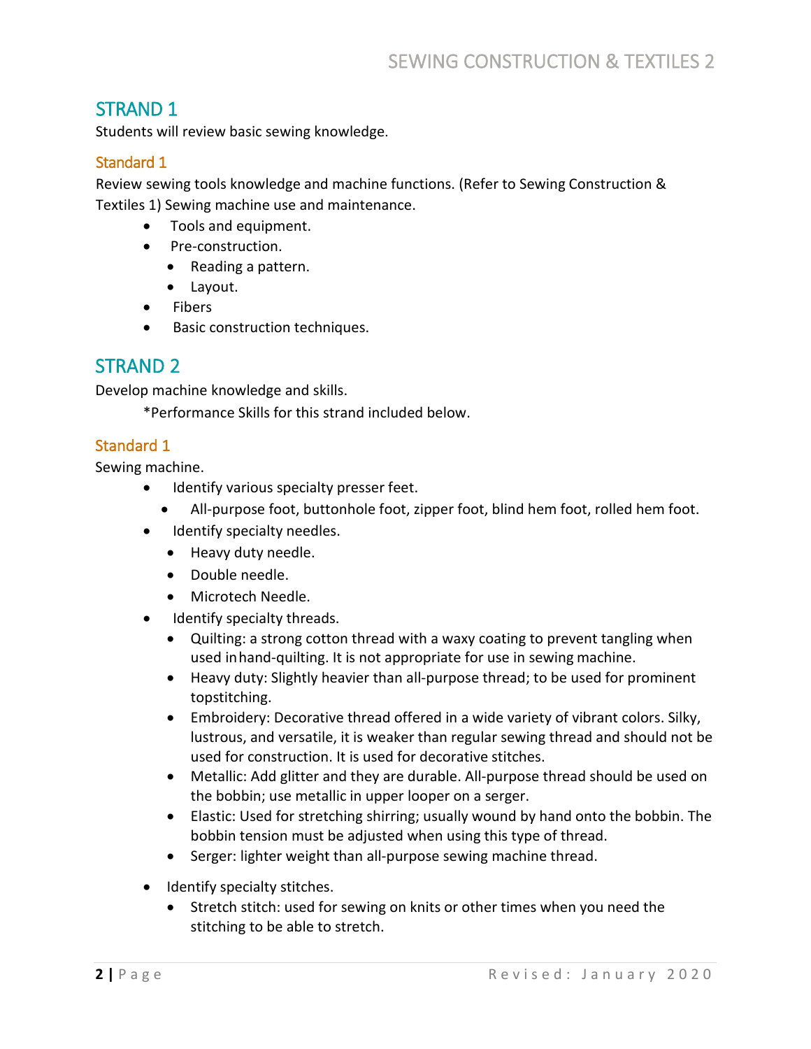## STRAND 1

Students will review basic sewing knowledge.

### Standard 1

Review sewing tools knowledge and machine functions. (Refer to Sewing Construction & Textiles 1) Sewing machine use and maintenance.

- Tools and equipment.
- Pre-construction.
  - Reading a pattern.
  - Layout.
- Fibers
- Basic construction techniques.

## STRAND 2

Develop machine knowledge and skills.

*Performance Skills for this strand included below.

### Standard 1

Sewing machine.

- Identify various specialty presser feet.
  - All-purpose foot, buttonhole foot, zipper foot, blind hem foot, rolled hem foot.
- Identify specialty needles.
  - Heavy duty needle.
  - Double needle.
  - Microtech Needle.
- Identify specialty threads.
  - Quilting: a strong cotton thread with a waxy coating to prevent tangling when used in hand-quilting. It is not appropriate for use in sewing machine.
  - Heavy duty: Slightly heavier than all-purpose thread; to be used for prominent topstitching.
  - Embroidery: Decorative thread offered in a wide variety of vibrant colors. Silky, lustrous, and versatile, it is weaker than regular sewing thread and should not be used for construction. It is used for decorative stitches.
  - Metallic: Add glitter and they are durable. All-purpose thread should be used on the bobbin; use metallic in upper looper on a serger.
  - Elastic: Used for stretching shirring; usually wound by hand onto the bobbin. The bobbin tension must be adjusted when using this type of thread.
  - Serger: lighter weight than all-purpose sewing machine thread.
- Identify specialty stitches.
  - Stretch stitch: used for sewing on knits or other times when you need the stitching to be able to stretch.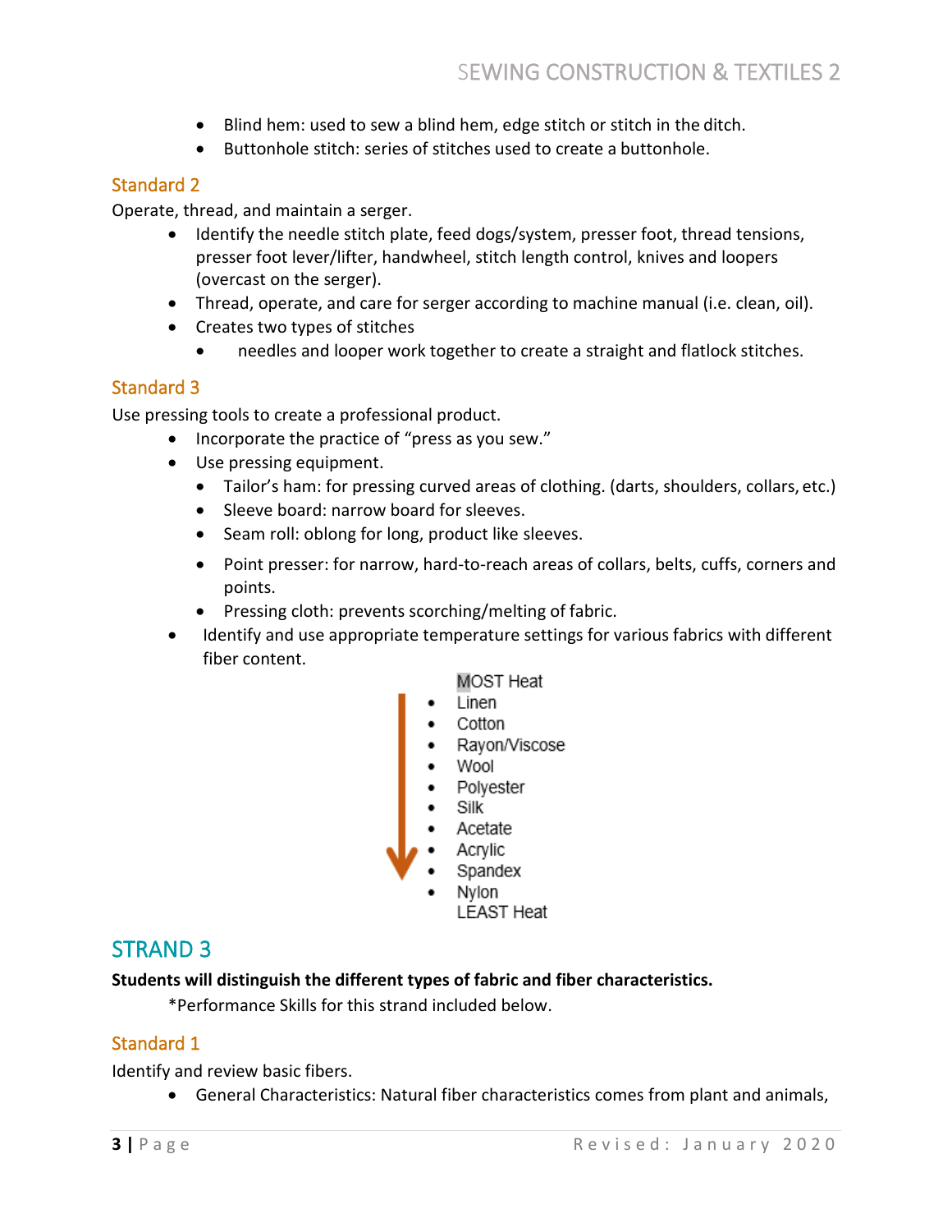- Blind hem: used to sew a blind hem, edge stitch or stitch in the ditch.
- Buttonhole stitch: series of stitches used to create a buttonhole.

### Standard 2

Operate, thread, and maintain a serger.

- Identify the needle stitch plate, feed dogs/system, presser foot, thread tensions, presser foot lever/lifter, handwheel, stitch length control, knives and loopers (overcast on the serger).
- Thread, operate, and care for serger according to machine manual (i.e. clean, oil).
- Creates two types of stitches
  - needles and looper work together to create a straight and flatlock stitches.

### Standard 3

Use pressing tools to create a professional product.

- Incorporate the practice of "press as you sew."
- Use pressing equipment.
  - Tailor's ham: for pressing curved areas of clothing. (darts, shoulders, collars, etc.)
  - Sleeve board: narrow board for sleeves.
  - Seam roll: oblong for long, product like sleeves.
  - Point presser: for narrow, hard-to-reach areas of collars, belts, cuffs, corners and points.
  - Pressing cloth: prevents scorching/melting of fabric.
- Identify and use appropriate temperature settings for various fabrics with different fiber content.

MOST Heat

- Linen
- Cotton
- Rayon/Viscose
- Wool
- Polyester
- Silk
- Acetate
- Acrylic
- Spandex
- Nylon

LEAST Heat

## STRAND 3

**Students will distinguish the different types of fabric and fiber characteristics.**

*Performance Skills for this strand included below.

### Standard 1

Identify and review basic fibers.

- General Characteristics: Natural fiber characteristics comes from plant and animals,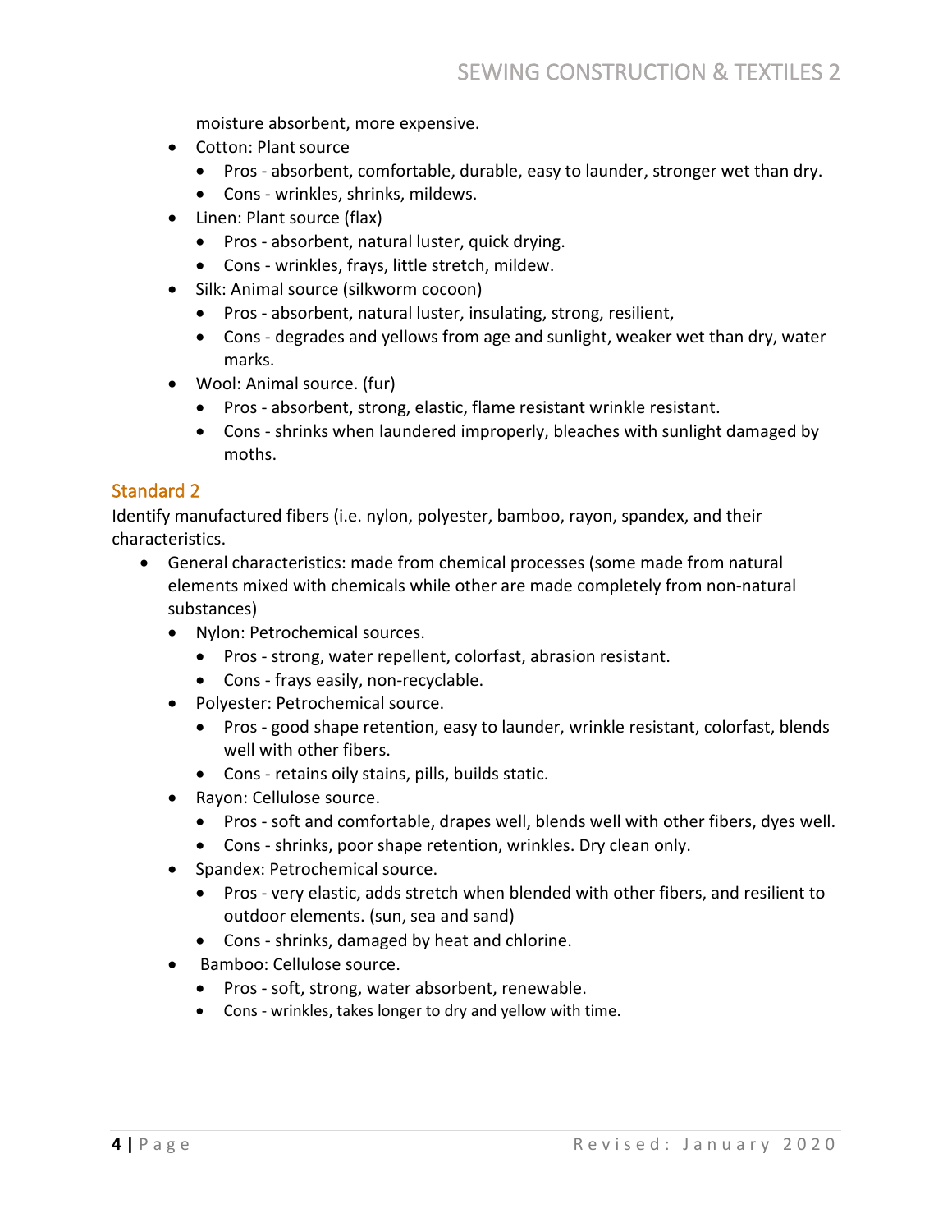moisture absorbent, more expensive.

- Cotton: Plant source
  - Pros - absorbent, comfortable, durable, easy to launder, stronger wet than dry.
  - Cons - wrinkles, shrinks, mildews.
- Linen: Plant source (flax)
  - Pros - absorbent, natural luster, quick drying.
  - Cons - wrinkles, frays, little stretch, mildew.
- Silk: Animal source (silkworm cocoon)
  - Pros - absorbent, natural luster, insulating, strong, resilient,
  - Cons - degrades and yellows from age and sunlight, weaker wet than dry, water marks.
- Wool: Animal source. (fur)
  - Pros - absorbent, strong, elastic, flame resistant wrinkle resistant.
  - Cons - shrinks when laundered improperly, bleaches with sunlight damaged by moths.

## Standard 2

Identify manufactured fibers (i.e. nylon, polyester, bamboo, rayon, spandex, and their characteristics.

- General characteristics: made from chemical processes (some made from natural elements mixed with chemicals while other are made completely from non-natural substances)
  - Nylon: Petrochemical sources.
    - Pros - strong, water repellent, colorfast, abrasion resistant.
    - Cons - frays easily, non-recyclable.
  - Polyester: Petrochemical source.
    - Pros - good shape retention, easy to launder, wrinkle resistant, colorfast, blends well with other fibers.
    - Cons - retains oily stains, pills, builds static.
  - Rayon: Cellulose source.
    - Pros - soft and comfortable, drapes well, blends well with other fibers, dyes well.
    - Cons - shrinks, poor shape retention, wrinkles. Dry clean only.
  - Spandex: Petrochemical source.
    - Pros - very elastic, adds stretch when blended with other fibers, and resilient to outdoor elements. (sun, sea and sand)
    - Cons - shrinks, damaged by heat and chlorine.
  - Bamboo: Cellulose source.
    - Pros - soft, strong, water absorbent, renewable.
    - Cons - wrinkles, takes longer to dry and yellow with time.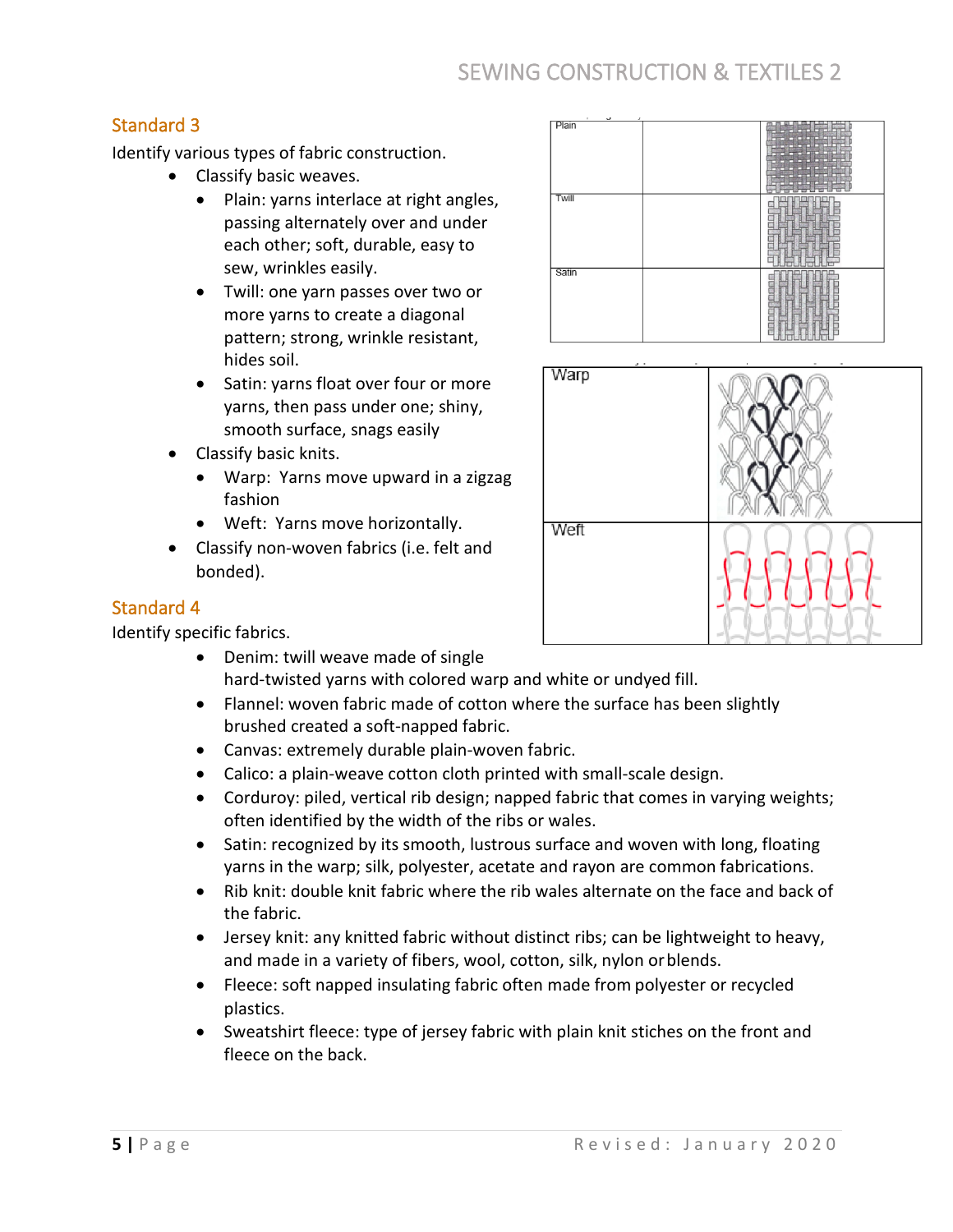## Standard 3

Identify various types of fabric construction.

- Classify basic weaves.
  - Plain: yarns interlace at right angles, passing alternately over and under each other; soft, durable, easy to sew, wrinkles easily.
  - Twill: one yarn passes over two or more yarns to create a diagonal pattern; strong, wrinkle resistant, hides soil.
  - Satin: yarns float over four or more yarns, then pass under one; shiny, smooth surface, snags easily
- Classify basic knits.
  - Warp: Yarns move upward in a zigzag fashion
  - Weft: Yarns move horizontally.
- Classify non-woven fabrics (i.e. felt and bonded).

| Plain | | |
|---|---|---|
| Twill | | |
| Satin | | |

| Warp | |
|---|---|
| Weft | |

## Standard 4

Identify specific fabrics.

- Denim: twill weave made of single hard-twisted yarns with colored warp and white or undyed fill.
- Flannel: woven fabric made of cotton where the surface has been slightly brushed created a soft-napped fabric.
- Canvas: extremely durable plain-woven fabric.
- Calico: a plain-weave cotton cloth printed with small-scale design.
- Corduroy: piled, vertical rib design; napped fabric that comes in varying weights; often identified by the width of the ribs or wales.
- Satin: recognized by its smooth, lustrous surface and woven with long, floating yarns in the warp; silk, polyester, acetate and rayon are common fabrications.
- Rib knit: double knit fabric where the rib wales alternate on the face and back of the fabric.
- Jersey knit: any knitted fabric without distinct ribs; can be lightweight to heavy, and made in a variety of fibers, wool, cotton, silk, nylon or blends.
- Fleece: soft napped insulating fabric often made from polyester or recycled plastics.
- Sweatshirt fleece: type of jersey fabric with plain knit stiches on the front and fleece on the back.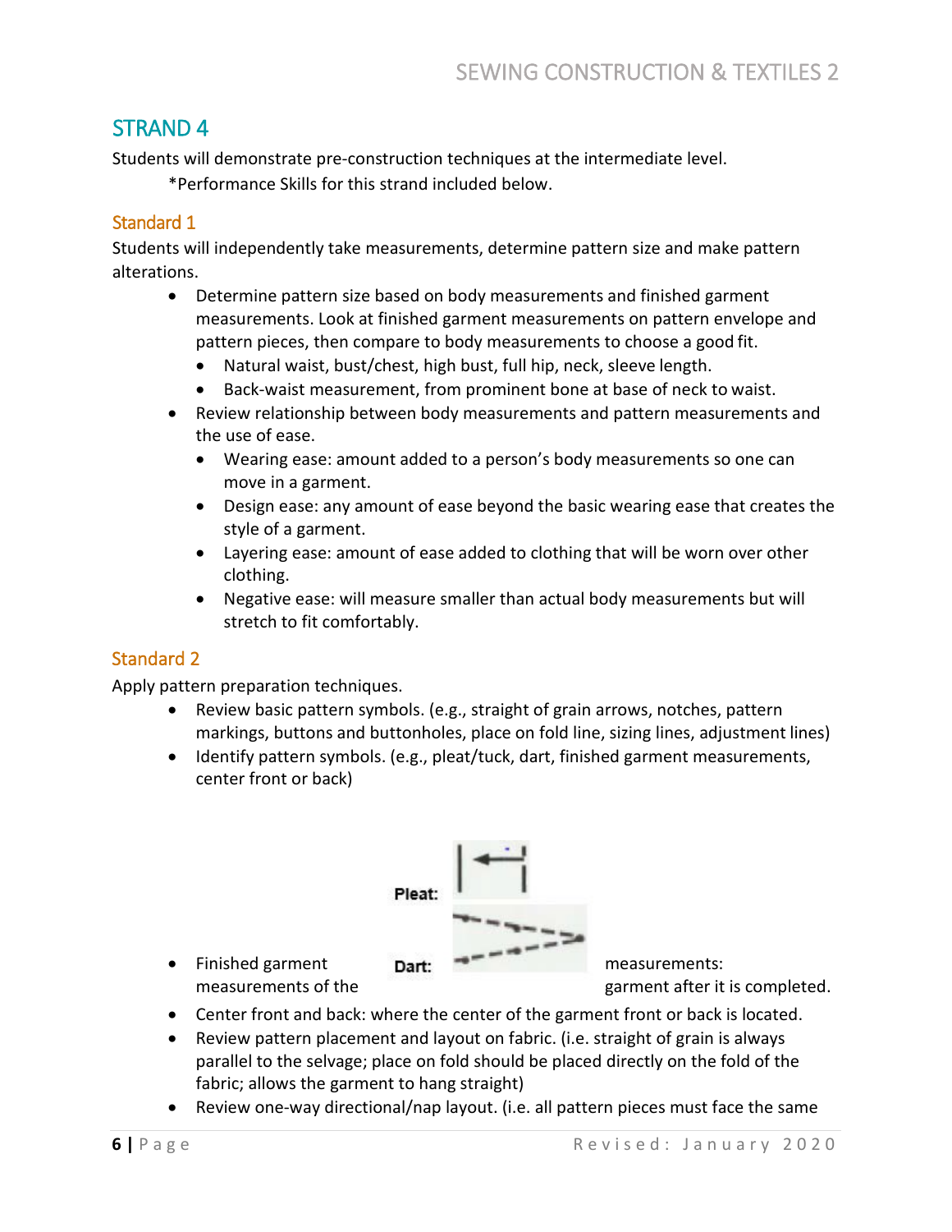## STRAND 4

Students will demonstrate pre-construction techniques at the intermediate level.

\*Performance Skills for this strand included below.

### Standard 1

Students will independently take measurements, determine pattern size and make pattern alterations.

- Determine pattern size based on body measurements and finished garment measurements. Look at finished garment measurements on pattern envelope and pattern pieces, then compare to body measurements to choose a good fit.
  - Natural waist, bust/chest, high bust, full hip, neck, sleeve length.
  - Back-waist measurement, from prominent bone at base of neck to waist.
- Review relationship between body measurements and pattern measurements and the use of ease.
  - Wearing ease: amount added to a person's body measurements so one can move in a garment.
  - Design ease: any amount of ease beyond the basic wearing ease that creates the style of a garment.
  - Layering ease: amount of ease added to clothing that will be worn over other clothing.
  - Negative ease: will measure smaller than actual body measurements but will stretch to fit comfortably.

### Standard 2

Apply pattern preparation techniques.

- Review basic pattern symbols. (e.g., straight of grain arrows, notches, pattern markings, buttons and buttonholes, place on fold line, sizing lines, adjustment lines)
- Identify pattern symbols. (e.g., pleat/tuck, dart, finished garment measurements, center front or back)

Pleat:

Dart:

- Finished garment measurements: measurements of the garment after it is completed.
- Center front and back: where the center of the garment front or back is located.
- Review pattern placement and layout on fabric. (i.e. straight of grain is always parallel to the selvage; place on fold should be placed directly on the fold of the fabric; allows the garment to hang straight)
- Review one-way directional/nap layout. (i.e. all pattern pieces must face the same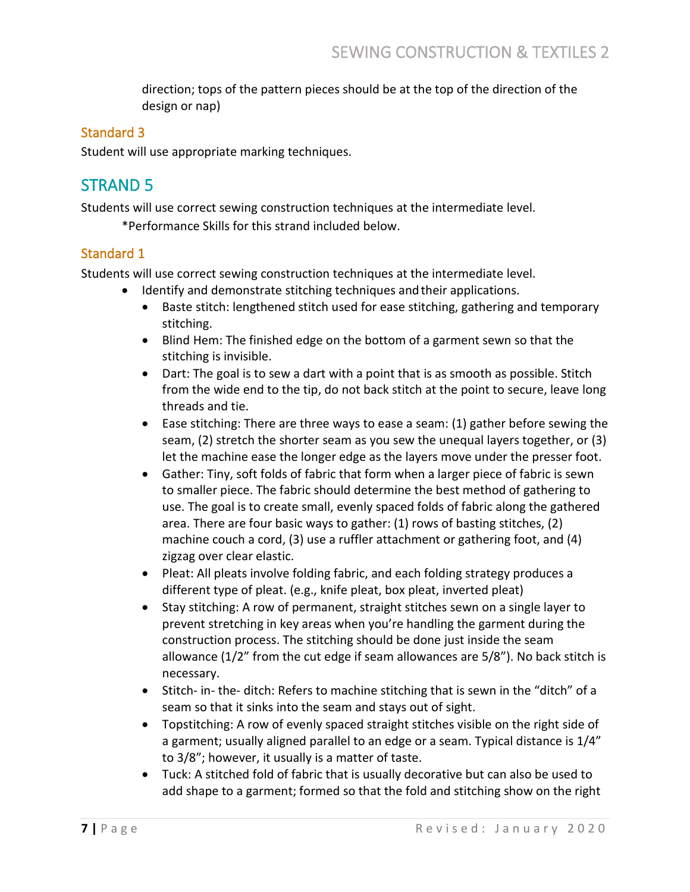direction; tops of the pattern pieces should be at the top of the direction of the design or nap)

### Standard 3

Student will use appropriate marking techniques.

## STRAND 5

Students will use correct sewing construction techniques at the intermediate level.

*Performance Skills for this strand included below.

### Standard 1

Students will use correct sewing construction techniques at the intermediate level.

- Identify and demonstrate stitching techniques and their applications.
  - Baste stitch: lengthened stitch used for ease stitching, gathering and temporary stitching.
  - Blind Hem: The finished edge on the bottom of a garment sewn so that the stitching is invisible.
  - Dart: The goal is to sew a dart with a point that is as smooth as possible. Stitch from the wide end to the tip, do not back stitch at the point to secure, leave long threads and tie.
  - Ease stitching: There are three ways to ease a seam: (1) gather before sewing the seam, (2) stretch the shorter seam as you sew the unequal layers together, or (3) let the machine ease the longer edge as the layers move under the presser foot.
  - Gather: Tiny, soft folds of fabric that form when a larger piece of fabric is sewn to smaller piece. The fabric should determine the best method of gathering to use. The goal is to create small, evenly spaced folds of fabric along the gathered area. There are four basic ways to gather: (1) rows of basting stitches, (2) machine couch a cord, (3) use a ruffler attachment or gathering foot, and (4) zigzag over clear elastic.
  - Pleat: All pleats involve folding fabric, and each folding strategy produces a different type of pleat. (e.g., knife pleat, box pleat, inverted pleat)
  - Stay stitching: A row of permanent, straight stitches sewn on a single layer to prevent stretching in key areas when you're handling the garment during the construction process. The stitching should be done just inside the seam allowance (1/2" from the cut edge if seam allowances are 5/8"). No back stitch is necessary.
  - Stitch- in- the- ditch: Refers to machine stitching that is sewn in the "ditch" of a seam so that it sinks into the seam and stays out of sight.
  - Topstitching: A row of evenly spaced straight stitches visible on the right side of a garment; usually aligned parallel to an edge or a seam. Typical distance is 1/4" to 3/8"; however, it usually is a matter of taste.
  - Tuck: A stitched fold of fabric that is usually decorative but can also be used to add shape to a garment; formed so that the fold and stitching show on the right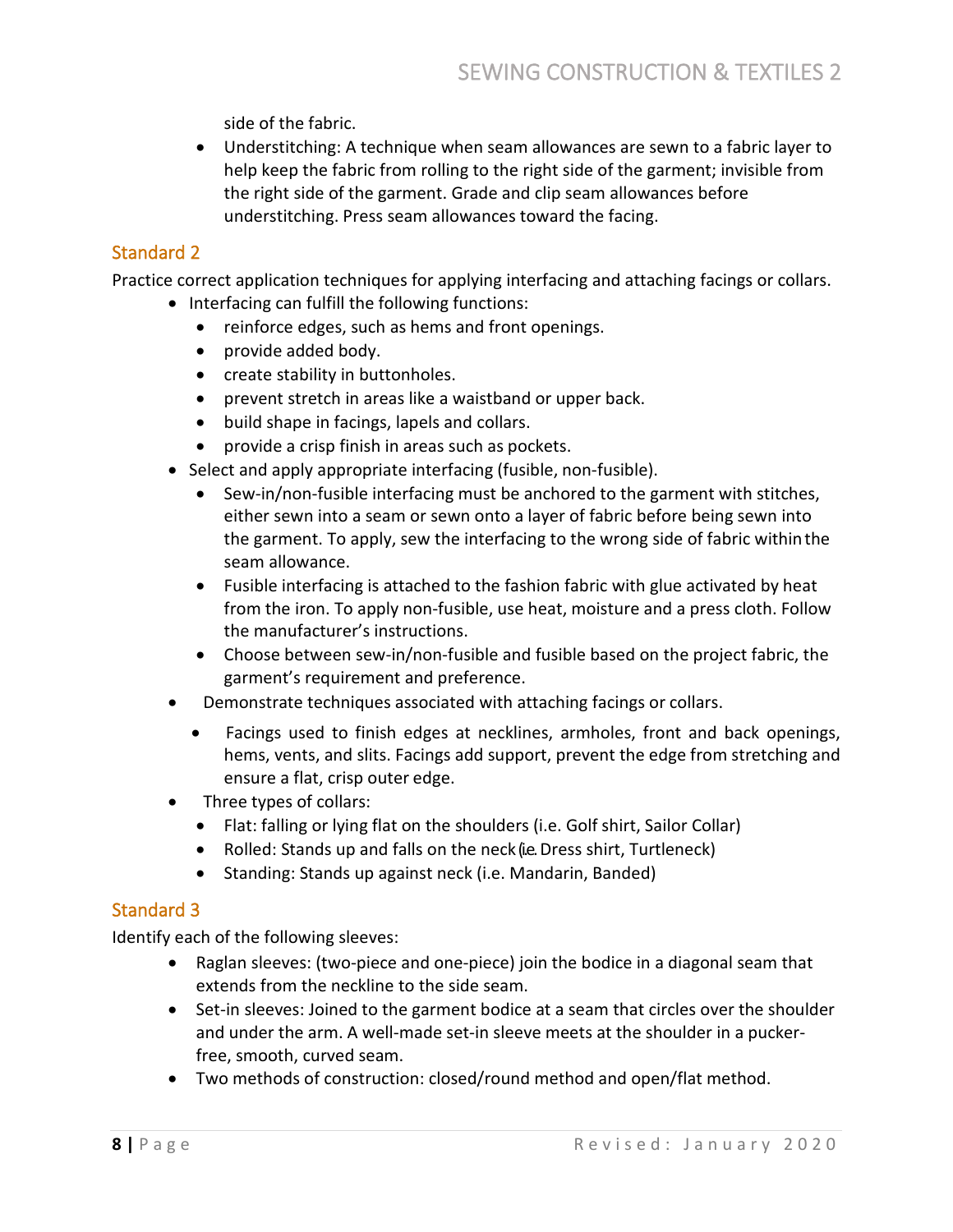side of the fabric.

  - Understitching: A technique when seam allowances are sewn to a fabric layer to help keep the fabric from rolling to the right side of the garment; invisible from the right side of the garment. Grade and clip seam allowances before understitching. Press seam allowances toward the facing.

## Standard 2

Practice correct application techniques for applying interfacing and attaching facings or collars.

- Interfacing can fulfill the following functions:
  - reinforce edges, such as hems and front openings.
  - provide added body.
  - create stability in buttonholes.
  - prevent stretch in areas like a waistband or upper back.
  - build shape in facings, lapels and collars.
  - provide a crisp finish in areas such as pockets.
- Select and apply appropriate interfacing (fusible, non-fusible).
  - Sew-in/non-fusible interfacing must be anchored to the garment with stitches, either sewn into a seam or sewn onto a layer of fabric before being sewn into the garment. To apply, sew the interfacing to the wrong side of fabric within the seam allowance.
  - Fusible interfacing is attached to the fashion fabric with glue activated by heat from the iron. To apply non-fusible, use heat, moisture and a press cloth. Follow the manufacturer's instructions.
  - Choose between sew-in/non-fusible and fusible based on the project fabric, the garment's requirement and preference.
- Demonstrate techniques associated with attaching facings or collars.
  - Facings used to finish edges at necklines, armholes, front and back openings, hems, vents, and slits. Facings add support, prevent the edge from stretching and ensure a flat, crisp outer edge.
- Three types of collars:
  - Flat: falling or lying flat on the shoulders (i.e. Golf shirt, Sailor Collar)
  - Rolled: Stands up and falls on the neck (i.e. Dress shirt, Turtleneck)
  - Standing: Stands up against neck (i.e. Mandarin, Banded)

## Standard 3

Identify each of the following sleeves:

- Raglan sleeves: (two-piece and one-piece) join the bodice in a diagonal seam that extends from the neckline to the side seam.
- Set-in sleeves: Joined to the garment bodice at a seam that circles over the shoulder and under the arm. A well-made set-in sleeve meets at the shoulder in a pucker-free, smooth, curved seam.
- Two methods of construction: closed/round method and open/flat method.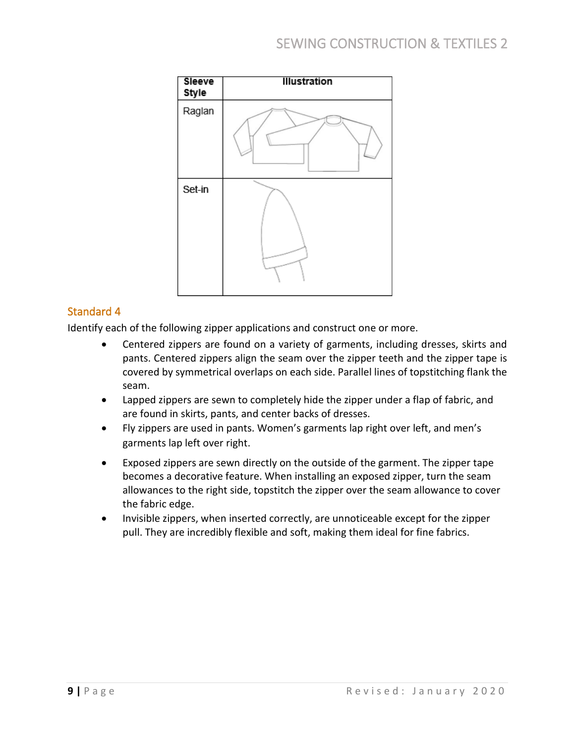| Sleeve Style | Illustration |
| --- | --- |
| Raglan | |
| Set-in | |

## Standard 4

Identify each of the following zipper applications and construct one or more.

- Centered zippers are found on a variety of garments, including dresses, skirts and pants. Centered zippers align the seam over the zipper teeth and the zipper tape is covered by symmetrical overlaps on each side. Parallel lines of topstitching flank the seam.
- Lapped zippers are sewn to completely hide the zipper under a flap of fabric, and are found in skirts, pants, and center backs of dresses.
- Fly zippers are used in pants. Women's garments lap right over left, and men's garments lap left over right.
- Exposed zippers are sewn directly on the outside of the garment. The zipper tape becomes a decorative feature. When installing an exposed zipper, turn the seam allowances to the right side, topstitch the zipper over the seam allowance to cover the fabric edge.
- Invisible zippers, when inserted correctly, are unnoticeable except for the zipper pull. They are incredibly flexible and soft, making them ideal for fine fabrics.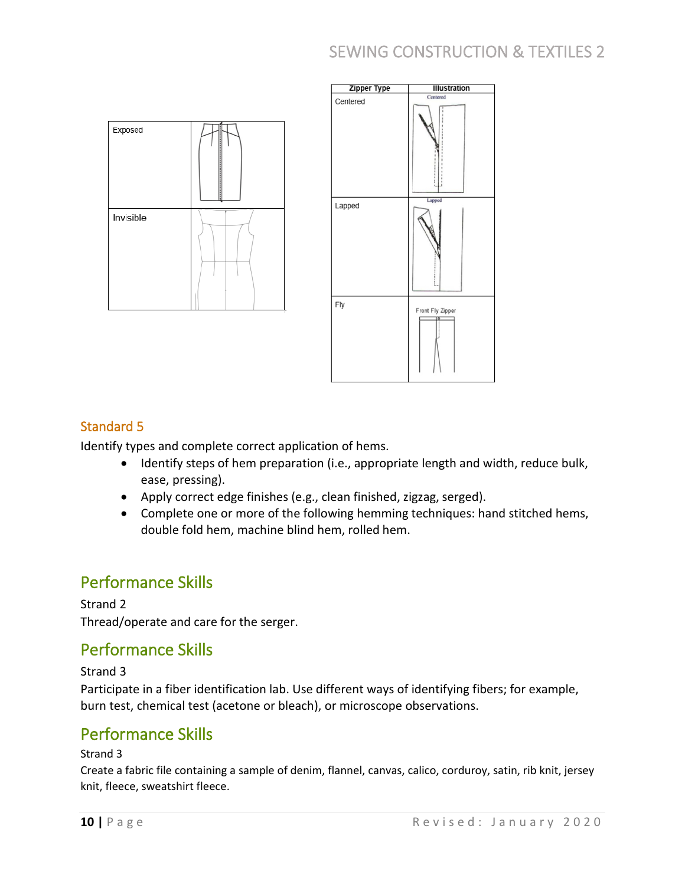| | |
|---|---|
| Exposed | |
| Invisible | |

| Zipper Type | Illustration |
|---|---|
| Centered | Centered |
| Lapped | Lapped |
| Fly | Front Fly Zipper |

## Standard 5

Identify types and complete correct application of hems.

- Identify steps of hem preparation (i.e., appropriate length and width, reduce bulk, ease, pressing).
- Apply correct edge finishes (e.g., clean finished, zigzag, serged).
- Complete one or more of the following hemming techniques: hand stitched hems, double fold hem, machine blind hem, rolled hem.

## Performance Skills

Strand 2

Thread/operate and care for the serger.

## Performance Skills

Strand 3

Participate in a fiber identification lab. Use different ways of identifying fibers; for example, burn test, chemical test (acetone or bleach), or microscope observations.

## Performance Skills

Strand 3

Create a fabric file containing a sample of denim, flannel, canvas, calico, corduroy, satin, rib knit, jersey knit, fleece, sweatshirt fleece.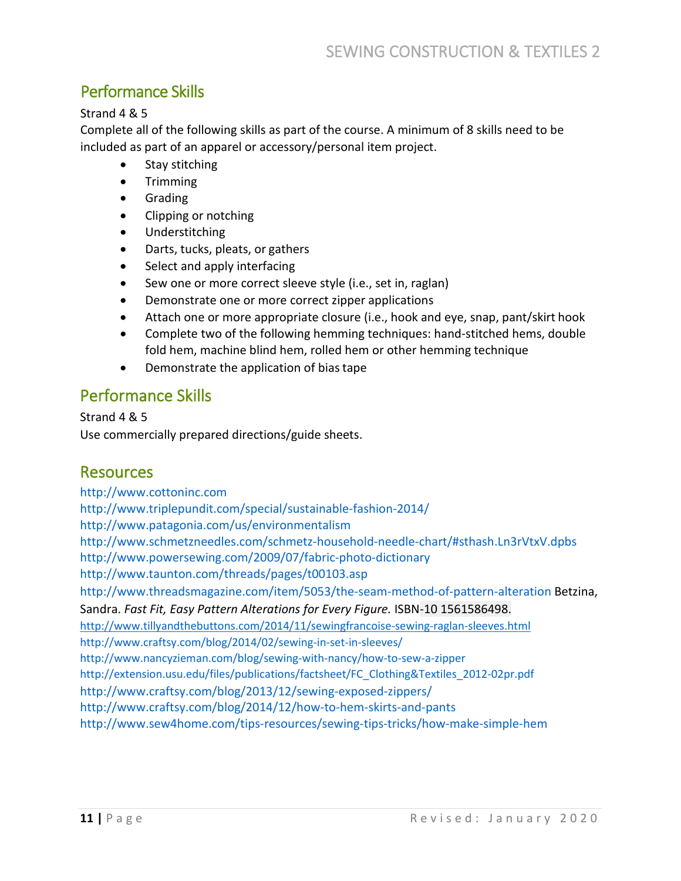## Performance Skills

Strand 4 & 5

Complete all of the following skills as part of the course. A minimum of 8 skills need to be included as part of an apparel or accessory/personal item project.

- Stay stitching
- Trimming
- Grading
- Clipping or notching
- Understitching
- Darts, tucks, pleats, or gathers
- Select and apply interfacing
- Sew one or more correct sleeve style (i.e., set in, raglan)
- Demonstrate one or more correct zipper applications
- Attach one or more appropriate closure (i.e., hook and eye, snap, pant/skirt hook
- Complete two of the following hemming techniques: hand-stitched hems, double fold hem, machine blind hem, rolled hem or other hemming technique
- Demonstrate the application of bias tape

## Performance Skills

Strand 4 & 5

Use commercially prepared directions/guide sheets.

## Resources

http://www.cottoninc.com
http://www.triplepundit.com/special/sustainable-fashion-2014/
http://www.patagonia.com/us/environmentalism
http://www.schmetzneedles.com/schmetz-household-needle-chart/#sthash.Ln3rVtxV.dpbs
http://www.powersewing.com/2009/07/fabric-photo-dictionary
http://www.taunton.com/threads/pages/t00103.asp
http://www.threadsmagazine.com/item/5053/the-seam-method-of-pattern-alteration Betzina, Sandra. *Fast Fit, Easy Pattern Alterations for Every Figure.* ISBN-10 1561586498.
http://www.tillyandthebuttons.com/2014/11/sewingfrancoise-sewing-raglan-sleeves.html
http://www.craftsy.com/blog/2014/02/sewing-in-set-in-sleeves/
http://www.nancyzieman.com/blog/sewing-with-nancy/how-to-sew-a-zipper
http://extension.usu.edu/files/publications/factsheet/FC_Clothing&Textiles_2012-02pr.pdf
http://www.craftsy.com/blog/2013/12/sewing-exposed-zippers/
http://www.craftsy.com/blog/2014/12/how-to-hem-skirts-and-pants
http://www.sew4home.com/tips-resources/sewing-tips-tricks/how-make-simple-hem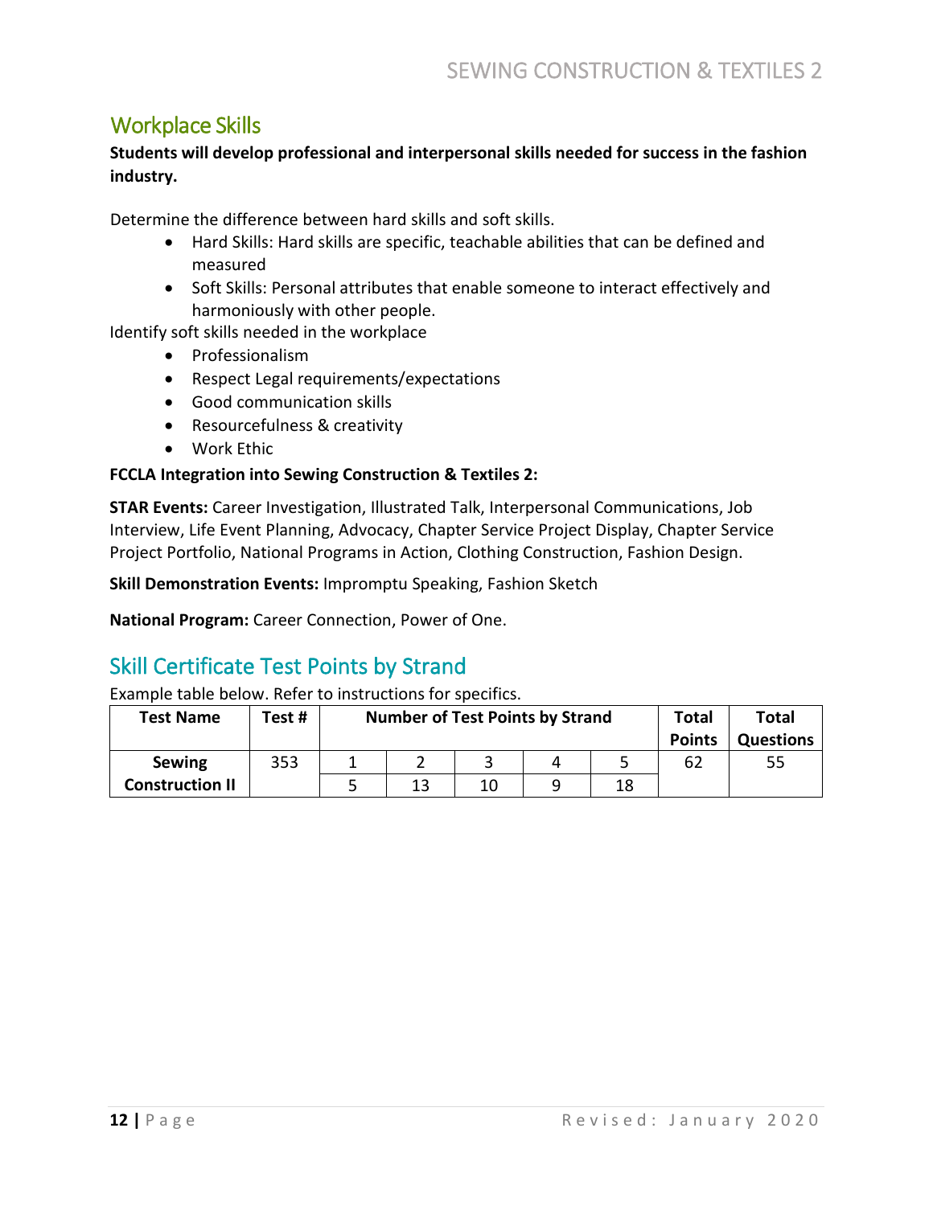## Workplace Skills

**Students will develop professional and interpersonal skills needed for success in the fashion industry.**

Determine the difference between hard skills and soft skills.

- Hard Skills: Hard skills are specific, teachable abilities that can be defined and measured
- Soft Skills: Personal attributes that enable someone to interact effectively and harmoniously with other people.

Identify soft skills needed in the workplace

- Professionalism
- Respect Legal requirements/expectations
- Good communication skills
- Resourcefulness & creativity
- Work Ethic

**FCCLA Integration into Sewing Construction & Textiles 2:**

**STAR Events:** Career Investigation, Illustrated Talk, Interpersonal Communications, Job Interview, Life Event Planning, Advocacy, Chapter Service Project Display, Chapter Service Project Portfolio, National Programs in Action, Clothing Construction, Fashion Design.

**Skill Demonstration Events:** Impromptu Speaking, Fashion Sketch

**National Program:** Career Connection, Power of One.

## Skill Certificate Test Points by Strand

Example table below. Refer to instructions for specifics.

| Test Name | Test # | Number of Test Points by Strand | | | | | Total Points | Total Questions |
|---|---|---|---|---|---|---|---|---|
| Sewing Construction II | 353 | 1 | 2 | 3 | 4 | 5 | 62 | 55 |
| | | 5 | 13 | 10 | 9 | 18 | | |